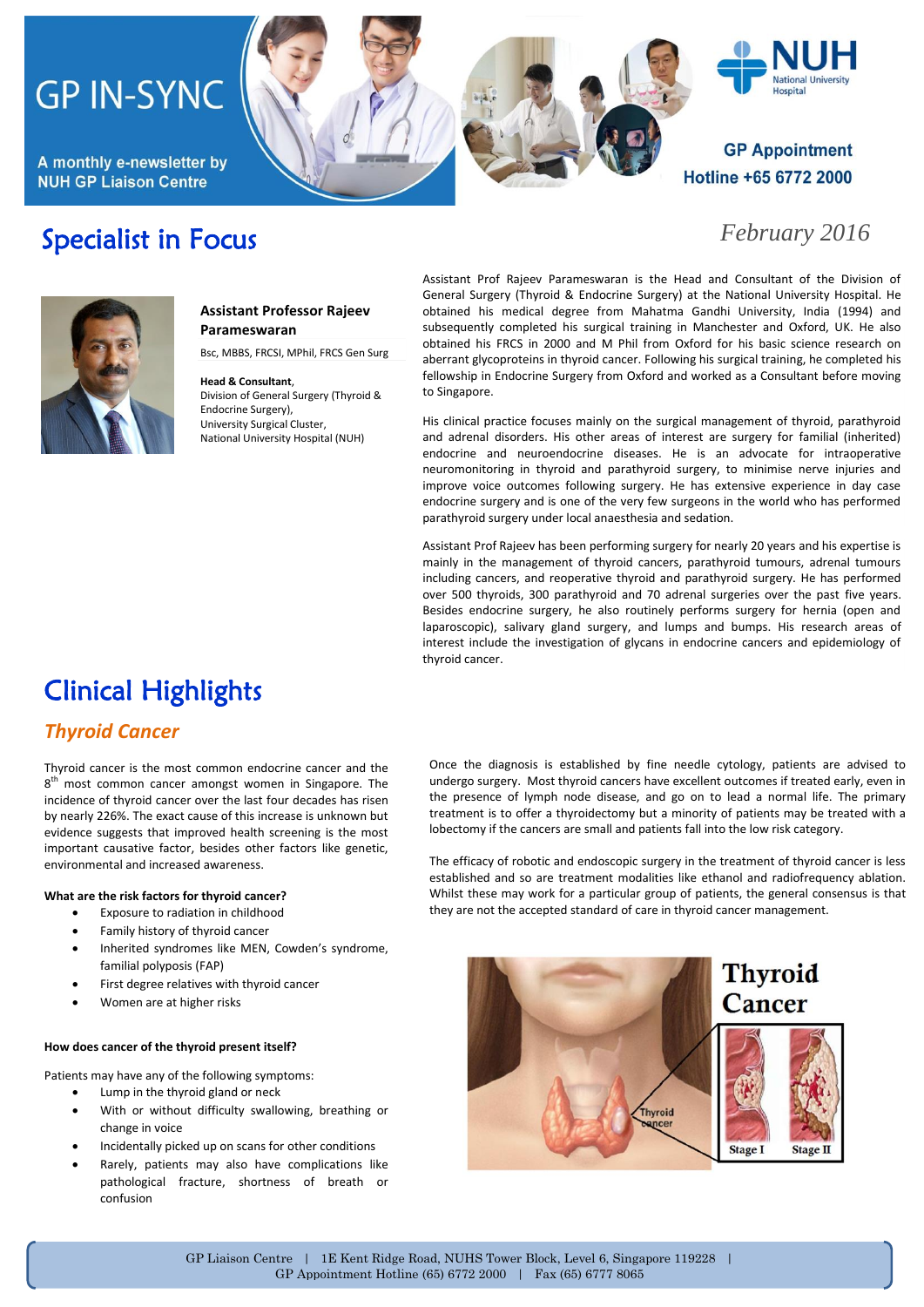# GP IN-SYNC

A monthly e-newsletter by NUH GP Liaison Centre

GP Appointment Hotline +65 6772 2000

*February 2016*

## Specialist in Focus

**Assistant Professor Rajeev Parameswaran**

Bsc, MBBS, FRCSI, MPhil, FRCS Gen Surg

**Head & Consultant**,
Division of General Surgery (Thyroid & Endocrine Surgery),
University Surgical Cluster,
National University Hospital (NUH)

Assistant Prof Rajeev Parameswaran is the Head and Consultant of the Division of General Surgery (Thyroid & Endocrine Surgery) at the National University Hospital. He obtained his medical degree from Mahatma Gandhi University, India (1994) and subsequently completed his surgical training in Manchester and Oxford, UK. He also obtained his FRCS in 2000 and M Phil from Oxford for his basic science research on aberrant glycoproteins in thyroid cancer. Following his surgical training, he completed his fellowship in Endocrine Surgery from Oxford and worked as a Consultant before moving to Singapore.

His clinical practice focuses mainly on the surgical management of thyroid, parathyroid and adrenal disorders. His other areas of interest are surgery for familial (inherited) endocrine and neuroendocrine diseases. He is an advocate for intraoperative neuromonitoring in thyroid and parathyroid surgery, to minimise nerve injuries and improve voice outcomes following surgery. He has extensive experience in day case endocrine surgery and is one of the very few surgeons in the world who has performed parathyroid surgery under local anaesthesia and sedation.

Assistant Prof Rajeev has been performing surgery for nearly 20 years and his expertise is mainly in the management of thyroid cancers, parathyroid tumours, adrenal tumours including cancers, and reoperative thyroid and parathyroid surgery. He has performed over 500 thyroids, 300 parathyroid and 70 adrenal surgeries over the past five years. Besides endocrine surgery, he also routinely performs surgery for hernia (open and laparoscopic), salivary gland surgery, and lumps and bumps. His research areas of interest include the investigation of glycans in endocrine cancers and epidemiology of thyroid cancer.

## Clinical Highlights

### *Thyroid Cancer*

Thyroid cancer is the most common endocrine cancer and the 8th most common cancer amongst women in Singapore. The incidence of thyroid cancer over the last four decades has risen by nearly 226%. The exact cause of this increase is unknown but evidence suggests that improved health screening is the most important causative factor, besides other factors like genetic, environmental and increased awareness.

**What are the risk factors for thyroid cancer?**

- Exposure to radiation in childhood
- Family history of thyroid cancer
- Inherited syndromes like MEN, Cowden's syndrome, familial polyposis (FAP)
- First degree relatives with thyroid cancer
- Women are at higher risks

**How does cancer of the thyroid present itself?**

Patients may have any of the following symptoms:

- Lump in the thyroid gland or neck
- With or without difficulty swallowing, breathing or change in voice
- Incidentally picked up on scans for other conditions
- Rarely, patients may also have complications like pathological fracture, shortness of breath or confusion

Once the diagnosis is established by fine needle cytology, patients are advised to undergo surgery. Most thyroid cancers have excellent outcomes if treated early, even in the presence of lymph node disease, and go on to lead a normal life. The primary treatment is to offer a thyroidectomy but a minority of patients may be treated with a lobectomy if the cancers are small and patients fall into the low risk category.

The efficacy of robotic and endoscopic surgery in the treatment of thyroid cancer is less established and so are treatment modalities like ethanol and radiofrequency ablation. Whilst these may work for a particular group of patients, the general consensus is that they are not the accepted standard of care in thyroid cancer management.

GP Liaison Centre | 1E Kent Ridge Road, NUHS Tower Block, Level 6, Singapore 119228 | GP Appointment Hotline (65) 6772 2000 | Fax (65) 6777 8065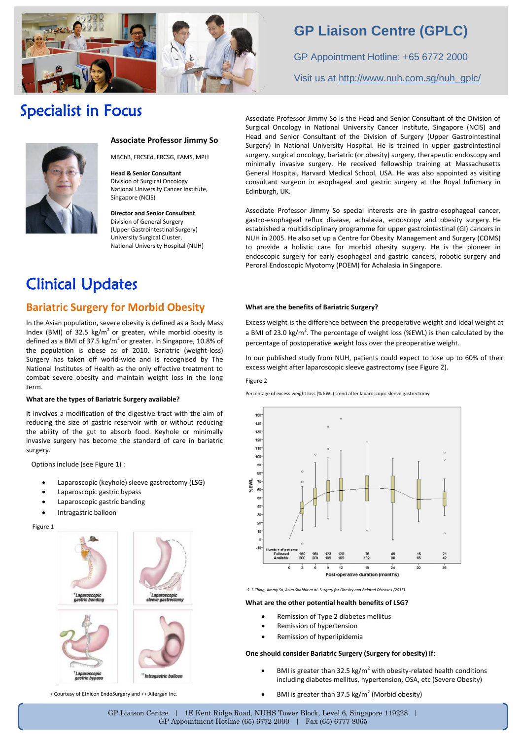# GP Liaison Centre (GPLC)

GP Appointment Hotline: +65 6772 2000

Visit us at http://www.nuh.com.sg/nuh_gplc/

# Specialist in Focus

**Associate Professor Jimmy So**

MBChB, FRCSEd, FRCSG, FAMS, MPH

**Head & Senior Consultant**
Division of Surgical Oncology
National University Cancer Institute, Singapore (NCIS)

**Director and Senior Consultant**
Division of General Surgery
(Upper Gastrointestinal Surgery)
University Surgical Cluster,
National University Hospital (NUH)

Associate Professor Jimmy So is the Head and Senior Consultant of the Division of Surgical Oncology in National University Cancer Institute, Singapore (NCIS) and Head and Senior Consultant of the Division of Surgery (Upper Gastrointestinal Surgery) in National University Hospital. He is trained in upper gastrointestinal surgery, surgical oncology, bariatric (or obesity) surgery, therapeutic endoscopy and minimally invasive surgery. He received fellowship training at Massachusetts General Hospital, Harvard Medical School, USA. He was also appointed as visiting consultant surgeon in esophageal and gastric surgery at the Royal Infirmary in Edinburgh, UK.

Associate Professor Jimmy So special interests are in gastro-esophageal cancer, gastro-esophageal reflux disease, achalasia, endoscopy and obesity surgery. He established a multidisciplinary programme for upper gastrointestinal (GI) cancers in NUH in 2005. He also set up a Centre for Obesity Management and Surgery (COMS) to provide a holistic care for morbid obesity surgery. He is the pioneer in endoscopic surgery for early esophageal and gastric cancers, robotic surgery and Peroral Endoscopic Myotomy (POEM) for Achalasia in Singapore.

# Clinical Updates

## Bariatric Surgery for Morbid Obesity

In the Asian population, severe obesity is defined as a Body Mass Index (BMI) of 32.5 kg/m$^2$ or greater, while morbid obesity is defined as a BMI of 37.5 kg/m$^2$ or greater. In Singapore, 10.8% of the population is obese as of 2010. Bariatric (weight-loss) Surgery has taken off world-wide and is recognised by The National Institutes of Health as the only effective treatment to combat severe obesity and maintain weight loss in the long term.

**What are the types of Bariatric Surgery available?**

It involves a modification of the digestive tract with the aim of reducing the size of gastric reservoir with or without reducing the ability of the gut to absorb food. Keyhole or minimally invasive surgery has become the standard of care in bariatric surgery.

Options include (see Figure 1) :

- Laparoscopic (keyhole) sleeve gastrectomy (LSG)
- Laparoscopic gastric bypass
- Laparoscopic gastric banding
- Intragastric balloon

Figure 1

+Laparoscopic gastric banding
+Laparoscopic sleeve gastrectomy
+Laparoscopic gastric bypass
++Intragastric balloon

+ Courtesy of Ethicon EndoSurgery and ++ Allergan Inc.

**What are the benefits of Bariatric Surgery?**

Excess weight is the difference between the preoperative weight and ideal weight at a BMI of 23.0 kg/m$^2$. The percentage of weight loss (%EWL) is then calculated by the percentage of postoperative weight loss over the preoperative weight.

In our published study from NUH, patients could expect to lose up to 60% of their excess weight after laparoscopic sleeve gastrectomy (see Figure 2).

Figure 2

Percentage of excess weight loss (% EWL) trend after laparoscopic sleeve gastrectomy

| Number of patients | 3 | 6 | 9 | 12 | 18 | 24 | 30 | 36 |
|---|---|---|---|---|---|---|---|---|
| Followed | 166 | 169 | 123 | 128 | 76 | 49 | 16 | 21 |
| Available | 200 | 200 | 199 | 169 | 132 | 98 | 65 | 42 |

Post-operative duration (months)

*S. S.Ching, Jimmy So, Asim Shabbir et.al. Surgery for Obesity and Related Diseases (2015)*

**What are the other potential health benefits of LSG?**

- Remission of Type 2 diabetes mellitus
- Remission of hypertension
- Remission of hyperlipidemia

**One should consider Bariatric Surgery (Surgery for obesity) if:**

- BMI is greater than 32.5 kg/m$^2$ with obesity-related health conditions including diabetes mellitus, hypertension, OSA, etc (Severe Obesity)
- BMI is greater than 37.5 kg/m$^2$ (Morbid obesity)

GP Liaison Centre | 1E Kent Ridge Road, NUHS Tower Block, Level 6, Singapore 119228 | GP Appointment Hotline (65) 6772 2000 | Fax (65) 6777 8065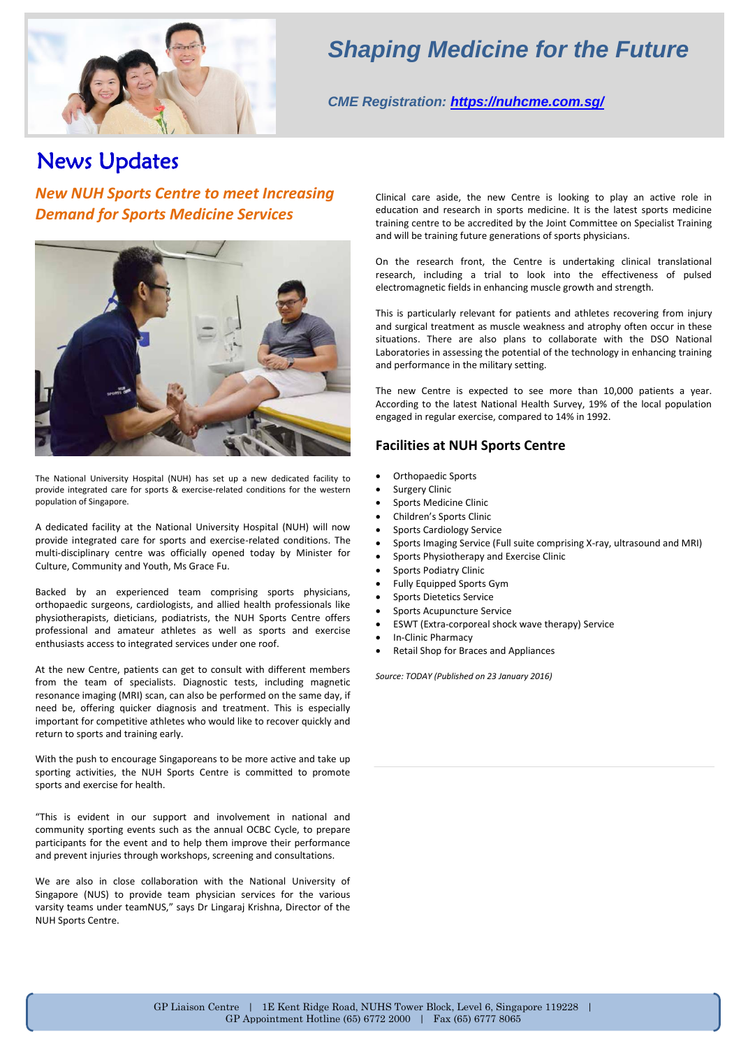# Shaping Medicine for the Future

*CME Registration: [https://nuhcme.com.sg/](https://nuhcme.com.sg/)*

## News Updates

### *New NUH Sports Centre to meet Increasing Demand for Sports Medicine Services*

The National University Hospital (NUH) has set up a new dedicated facility to provide integrated care for sports & exercise-related conditions for the western population of Singapore.

A dedicated facility at the National University Hospital (NUH) will now provide integrated care for sports and exercise-related conditions. The multi-disciplinary centre was officially opened today by Minister for Culture, Community and Youth, Ms Grace Fu.

Backed by an experienced team comprising sports physicians, orthopaedic surgeons, cardiologists, and allied health professionals like physiotherapists, dieticians, podiatrists, the NUH Sports Centre offers professional and amateur athletes as well as sports and exercise enthusiasts access to integrated services under one roof.

At the new Centre, patients can get to consult with different members from the team of specialists. Diagnostic tests, including magnetic resonance imaging (MRI) scan, can also be performed on the same day, if need be, offering quicker diagnosis and treatment. This is especially important for competitive athletes who would like to recover quickly and return to sports and training early.

With the push to encourage Singaporeans to be more active and take up sporting activities, the NUH Sports Centre is committed to promote sports and exercise for health.

"This is evident in our support and involvement in national and community sporting events such as the annual OCBC Cycle, to prepare participants for the event and to help them improve their performance and prevent injuries through workshops, screening and consultations.

We are also in close collaboration with the National University of Singapore (NUS) to provide team physician services for the various varsity teams under teamNUS," says Dr Lingaraj Krishna, Director of the NUH Sports Centre.

Clinical care aside, the new Centre is looking to play an active role in education and research in sports medicine. It is the latest sports medicine training centre to be accredited by the Joint Committee on Specialist Training and will be training future generations of sports physicians.

On the research front, the Centre is undertaking clinical translational research, including a trial to look into the effectiveness of pulsed electromagnetic fields in enhancing muscle growth and strength.

This is particularly relevant for patients and athletes recovering from injury and surgical treatment as muscle weakness and atrophy often occur in these situations. There are also plans to collaborate with the DSO National Laboratories in assessing the potential of the technology in enhancing training and performance in the military setting.

The new Centre is expected to see more than 10,000 patients a year. According to the latest National Health Survey, 19% of the local population engaged in regular exercise, compared to 14% in 1992.

### Facilities at NUH Sports Centre

- Orthopaedic Sports
- Surgery Clinic
- Sports Medicine Clinic
- Children's Sports Clinic
- Sports Cardiology Service
- Sports Imaging Service (Full suite comprising X-ray, ultrasound and MRI)
- Sports Physiotherapy and Exercise Clinic
- Sports Podiatry Clinic
- Fully Equipped Sports Gym
- Sports Dietetics Service
- Sports Acupuncture Service
- ESWT (Extra-corporeal shock wave therapy) Service
- In-Clinic Pharmacy
- Retail Shop for Braces and Appliances

*Source: TODAY (Published on 23 January 2016)*

GP Liaison Centre | 1E Kent Ridge Road, NUHS Tower Block, Level 6, Singapore 119228 | GP Appointment Hotline (65) 6772 2000 | Fax (65) 6777 8065